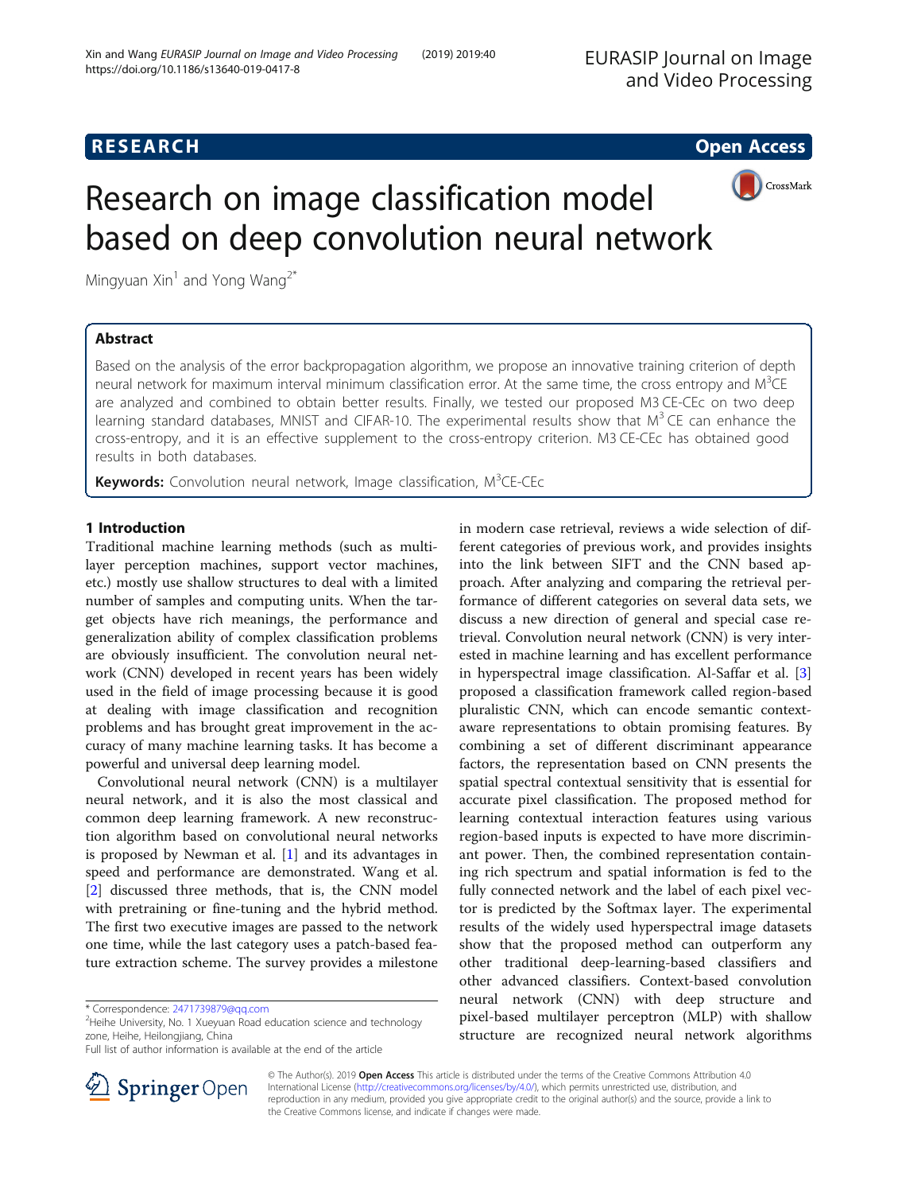RESEARCH Open Access

# Research on image classification model based on deep convolution neural network

Mingyuan Xin[1] and Yong Wang[2*]

## Abstract

Based on the analysis of the error backpropagation algorithm, we propose an innovative training criterion of depth neural network for maximum interval minimum classification error. At the same time, the cross entropy and $M^3CE$ are analyzed and combined to obtain better results. Finally, we tested our proposed M3 CE-CEc on two deep learning standard databases, MNIST and CIFAR-10. The experimental results show that $M^3$ CE can enhance the cross-entropy, and it is an effective supplement to the cross-entropy criterion. M3 CE-CEc has obtained good results in both databases.

**Keywords:** Convolution neural network, Image classification, $M^3$CE-CEc

## 1 Introduction

Traditional machine learning methods (such as multilayer perception machines, support vector machines, etc.) mostly use shallow structures to deal with a limited number of samples and computing units. When the target objects have rich meanings, the performance and generalization ability of complex classification problems are obviously insufficient. The convolution neural network (CNN) developed in recent years has been widely used in the field of image processing because it is good at dealing with image classification and recognition problems and has brought great improvement in the accuracy of many machine learning tasks. It has become a powerful and universal deep learning model.

Convolutional neural network (CNN) is a multilayer neural network, and it is also the most classical and common deep learning framework. A new reconstruction algorithm based on convolutional neural networks is proposed by Newman et al. [1] and its advantages in speed and performance are demonstrated. Wang et al. [2] discussed three methods, that is, the CNN model with pretraining or fine-tuning and the hybrid method. The first two executive images are passed to the network one time, while the last category uses a patch-based feature extraction scheme. The survey provides a milestone in modern case retrieval, reviews a wide selection of different categories of previous work, and provides insights into the link between SIFT and the CNN based approach. After analyzing and comparing the retrieval performance of different categories on several data sets, we discuss a new direction of general and special case retrieval. Convolution neural network (CNN) is very interested in machine learning and has excellent performance in hyperspectral image classification. Al-Saffar et al. [3] proposed a classification framework called region-based pluralistic CNN, which can encode semantic context-aware representations to obtain promising features. By combining a set of different discriminant appearance factors, the representation based on CNN presents the spatial spectral contextual sensitivity that is essential for accurate pixel classification. The proposed method for learning contextual interaction features using various region-based inputs is expected to have more discriminant power. Then, the combined representation containing rich spectrum and spatial information is fed to the fully connected network and the label of each pixel vector is predicted by the Softmax layer. The experimental results of the widely used hyperspectral image datasets show that the proposed method can outperform any other traditional deep-learning-based classifiers and other advanced classifiers. Context-based convolution neural network (CNN) with deep structure and pixel-based multilayer perceptron (MLP) with shallow structure are recognized neural network algorithms

\* Correspondence: 2471739879@qq.com
[2]Heihe University, No. 1 Xueyuan Road education science and technology zone, Heihe, Heilongjiang, China
Full list of author information is available at the end of the article

© The Author(s). 2019 **Open Access** This article is distributed under the terms of the Creative Commons Attribution 4.0 International License (http://creativecommons.org/licenses/by/4.0/), which permits unrestricted use, distribution, and reproduction in any medium, provided you give appropriate credit to the original author(s) and the source, provide a link to the Creative Commons license, and indicate if changes were made.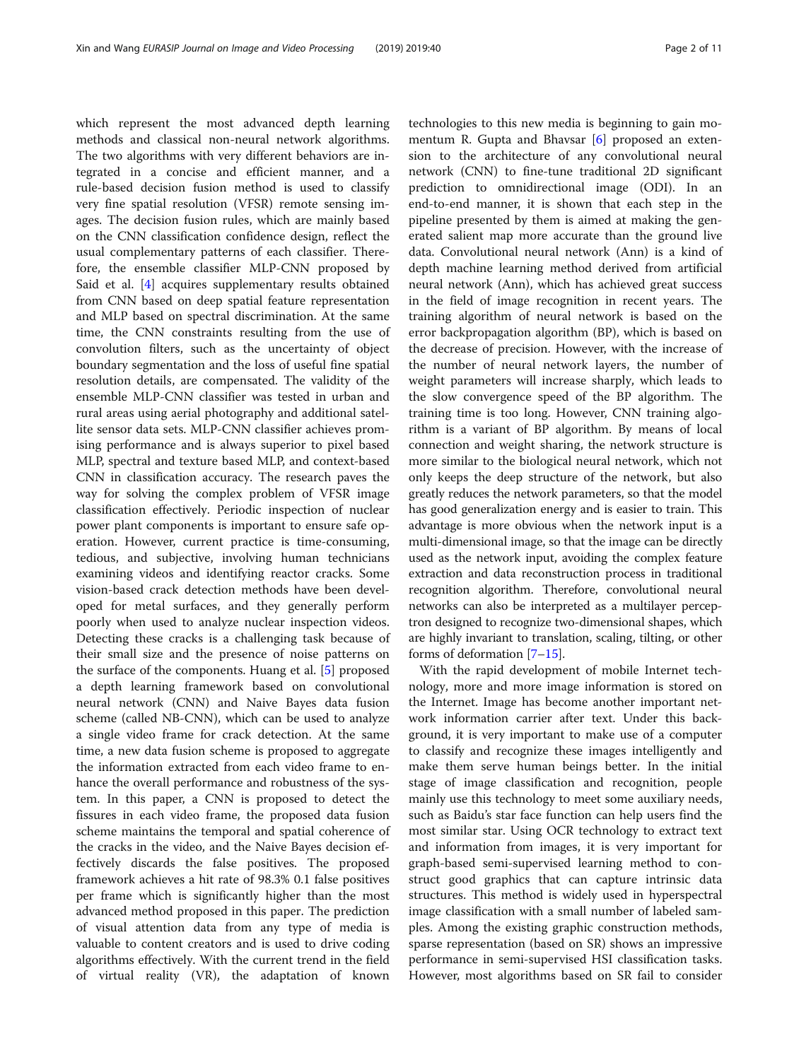which represent the most advanced depth learning methods and classical non-neural network algorithms. The two algorithms with very different behaviors are integrated in a concise and efficient manner, and a rule-based decision fusion method is used to classify very fine spatial resolution (VFSR) remote sensing images. The decision fusion rules, which are mainly based on the CNN classification confidence design, reflect the usual complementary patterns of each classifier. Therefore, the ensemble classifier MLP-CNN proposed by Said et al. [4] acquires supplementary results obtained from CNN based on deep spatial feature representation and MLP based on spectral discrimination. At the same time, the CNN constraints resulting from the use of convolution filters, such as the uncertainty of object boundary segmentation and the loss of useful fine spatial resolution details, are compensated. The validity of the ensemble MLP-CNN classifier was tested in urban and rural areas using aerial photography and additional satellite sensor data sets. MLP-CNN classifier achieves promising performance and is always superior to pixel based MLP, spectral and texture based MLP, and context-based CNN in classification accuracy. The research paves the way for solving the complex problem of VFSR image classification effectively. Periodic inspection of nuclear power plant components is important to ensure safe operation. However, current practice is time-consuming, tedious, and subjective, involving human technicians examining videos and identifying reactor cracks. Some vision-based crack detection methods have been developed for metal surfaces, and they generally perform poorly when used to analyze nuclear inspection videos. Detecting these cracks is a challenging task because of their small size and the presence of noise patterns on the surface of the components. Huang et al. [5] proposed a depth learning framework based on convolutional neural network (CNN) and Naive Bayes data fusion scheme (called NB-CNN), which can be used to analyze a single video frame for crack detection. At the same time, a new data fusion scheme is proposed to aggregate the information extracted from each video frame to enhance the overall performance and robustness of the system. In this paper, a CNN is proposed to detect the fissures in each video frame, the proposed data fusion scheme maintains the temporal and spatial coherence of the cracks in the video, and the Naive Bayes decision effectively discards the false positives. The proposed framework achieves a hit rate of 98.3% 0.1 false positives per frame which is significantly higher than the most advanced method proposed in this paper. The prediction of visual attention data from any type of media is valuable to content creators and is used to drive coding algorithms effectively. With the current trend in the field of virtual reality (VR), the adaptation of known technologies to this new media is beginning to gain momentum R. Gupta and Bhavsar [6] proposed an extension to the architecture of any convolutional neural network (CNN) to fine-tune traditional 2D significant prediction to omnidirectional image (ODI). In an end-to-end manner, it is shown that each step in the pipeline presented by them is aimed at making the generated salient map more accurate than the ground live data. Convolutional neural network (Ann) is a kind of depth machine learning method derived from artificial neural network (Ann), which has achieved great success in the field of image recognition in recent years. The training algorithm of neural network is based on the error backpropagation algorithm (BP), which is based on the decrease of precision. However, with the increase of the number of neural network layers, the number of weight parameters will increase sharply, which leads to the slow convergence speed of the BP algorithm. The training time is too long. However, CNN training algorithm is a variant of BP algorithm. By means of local connection and weight sharing, the network structure is more similar to the biological neural network, which not only keeps the deep structure of the network, but also greatly reduces the network parameters, so that the model has good generalization energy and is easier to train. This advantage is more obvious when the network input is a multi-dimensional image, so that the image can be directly used as the network input, avoiding the complex feature extraction and data reconstruction process in traditional recognition algorithm. Therefore, convolutional neural networks can also be interpreted as a multilayer perceptron designed to recognize two-dimensional shapes, which are highly invariant to translation, scaling, tilting, or other forms of deformation [7–15].

With the rapid development of mobile Internet technology, more and more image information is stored on the Internet. Image has become another important network information carrier after text. Under this background, it is very important to make use of a computer to classify and recognize these images intelligently and make them serve human beings better. In the initial stage of image classification and recognition, people mainly use this technology to meet some auxiliary needs, such as Baidu's star face function can help users find the most similar star. Using OCR technology to extract text and information from images, it is very important for graph-based semi-supervised learning method to construct good graphics that can capture intrinsic data structures. This method is widely used in hyperspectral image classification with a small number of labeled samples. Among the existing graphic construction methods, sparse representation (based on SR) shows an impressive performance in semi-supervised HSI classification tasks. However, most algorithms based on SR fail to consider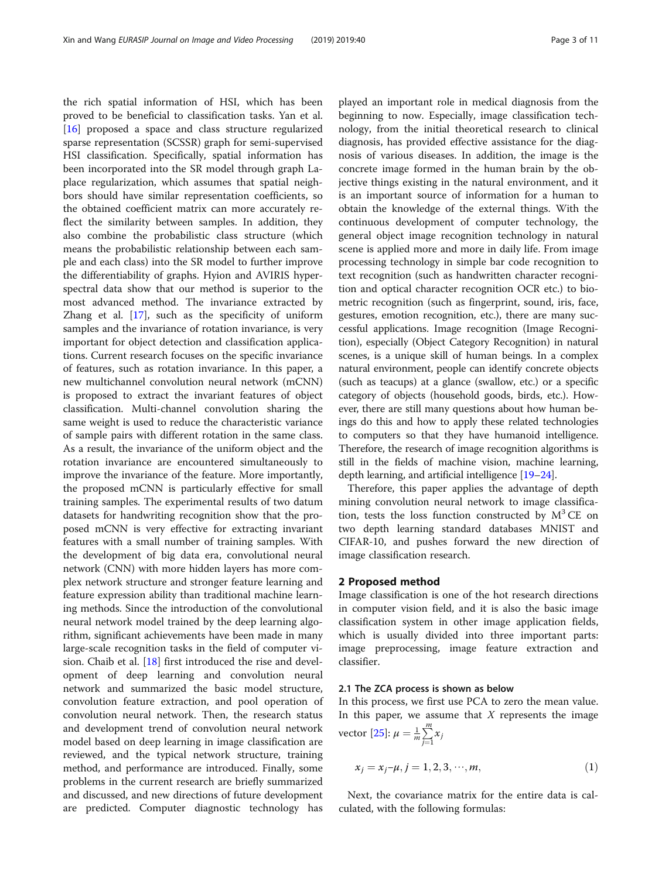the rich spatial information of HSI, which has been proved to be beneficial to classification tasks. Yan et al. [16] proposed a space and class structure regularized sparse representation (SCSSR) graph for semi-supervised HSI classification. Specifically, spatial information has been incorporated into the SR model through graph Laplace regularization, which assumes that spatial neighbors should have similar representation coefficients, so the obtained coefficient matrix can more accurately reflect the similarity between samples. In addition, they also combine the probabilistic class structure (which means the probabilistic relationship between each sample and each class) into the SR model to further improve the differentiability of graphs. Hyion and AVIRIS hyperspectral data show that our method is superior to the most advanced method. The invariance extracted by Zhang et al. [17], such as the specificity of uniform samples and the invariance of rotation invariance, is very important for object detection and classification applications. Current research focuses on the specific invariance of features, such as rotation invariance. In this paper, a new multichannel convolution neural network (mCNN) is proposed to extract the invariant features of object classification. Multi-channel convolution sharing the same weight is used to reduce the characteristic variance of sample pairs with different rotation in the same class. As a result, the invariance of the uniform object and the rotation invariance are encountered simultaneously to improve the invariance of the feature. More importantly, the proposed mCNN is particularly effective for small training samples. The experimental results of two datum datasets for handwriting recognition show that the proposed mCNN is very effective for extracting invariant features with a small number of training samples. With the development of big data era, convolutional neural network (CNN) with more hidden layers has more complex network structure and stronger feature learning and feature expression ability than traditional machine learning methods. Since the introduction of the convolutional neural network model trained by the deep learning algorithm, significant achievements have been made in many large-scale recognition tasks in the field of computer vision. Chaib et al. [18] first introduced the rise and development of deep learning and convolution neural network and summarized the basic model structure, convolution feature extraction, and pool operation of convolution neural network. Then, the research status and development trend of convolution neural network model based on deep learning in image classification are reviewed, and the typical network structure, training method, and performance are introduced. Finally, some problems in the current research are briefly summarized and discussed, and new directions of future development are predicted. Computer diagnostic technology has played an important role in medical diagnosis from the beginning to now. Especially, image classification technology, from the initial theoretical research to clinical diagnosis, has provided effective assistance for the diagnosis of various diseases. In addition, the image is the concrete image formed in the human brain by the objective things existing in the natural environment, and it is an important source of information for a human to obtain the knowledge of the external things. With the continuous development of computer technology, the general object image recognition technology in natural scene is applied more and more in daily life. From image processing technology in simple bar code recognition to text recognition (such as handwritten character recognition and optical character recognition OCR etc.) to biometric recognition (such as fingerprint, sound, iris, face, gestures, emotion recognition, etc.), there are many successful applications. Image recognition (Image Recognition), especially (Object Category Recognition) in natural scenes, is a unique skill of human beings. In a complex natural environment, people can identify concrete objects (such as teacups) at a glance (swallow, etc.) or a specific category of objects (household goods, birds, etc.). However, there are still many questions about how human beings do this and how to apply these related technologies to computers so that they have humanoid intelligence. Therefore, the research of image recognition algorithms is still in the fields of machine vision, machine learning, depth learning, and artificial intelligence [19–24].

Therefore, this paper applies the advantage of depth mining convolution neural network to image classification, tests the loss function constructed by $M^3$CE on two depth learning standard databases MNIST and CIFAR-10, and pushes forward the new direction of image classification research.

## 2 Proposed method

Image classification is one of the hot research directions in computer vision field, and it is also the basic image classification system in other image application fields, which is usually divided into three important parts: image preprocessing, image feature extraction and classifier.

### 2.1 The ZCA process is shown as below

In this process, we first use PCA to zero the mean value. In this paper, we assume that $X$ represents the image vector [25]: $\mu = \frac{1}{m}\sum_{j=1}^{m} x_j$

$$x_j = x_j - \mu, j = 1, 2, 3, \cdots, m, \tag{1}$$

Next, the covariance matrix for the entire data is calculated, with the following formulas: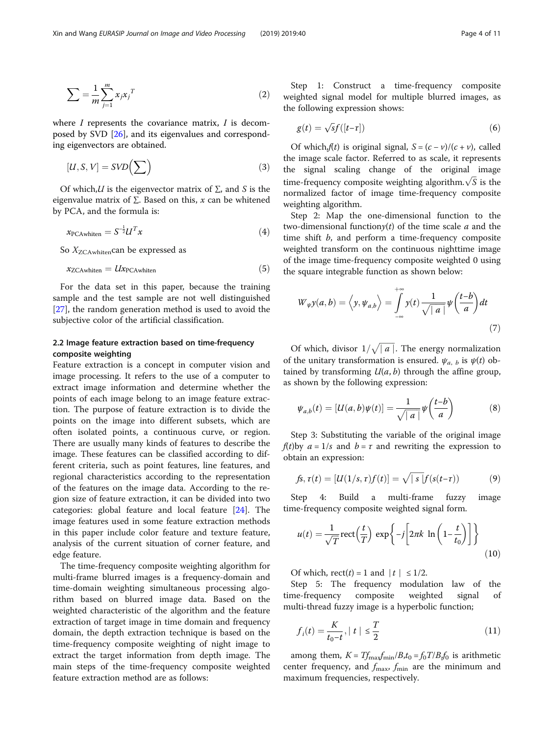$$\sum = \frac{1}{m}\sum_{j=1}^{m} x_j x_j^{T} \tag{2}$$

where $I$ represents the covariance matrix, $I$ is decomposed by SVD [26], and its eigenvalues and corresponding eigenvectors are obtained.

$$[U, S, V] = SVD\left(\sum\right) \tag{3}$$

Of which,$U$ is the eigenvector matrix of $\Sigma$, and $S$ is the eigenvalue matrix of $\Sigma$. Based on this, $x$ can be whitened by PCA, and the formula is:

$$x_{\text{PCAwhiten}} = S^{-\frac{1}{2}} U^T x \tag{4}$$

So $X_{\text{ZCAwhiten}}$can be expressed as

$$x_{\text{ZCAwhiten}} = U x_{\text{PCAwhiten}} \tag{5}$$

For the data set in this paper, because the training sample and the test sample are not well distinguished [27], the random generation method is used to avoid the subjective color of the artificial classification.

### 2.2 Image feature extraction based on time-frequency composite weighting

Feature extraction is a concept in computer vision and image processing. It refers to the use of a computer to extract image information and determine whether the points of each image belong to an image feature extraction. The purpose of feature extraction is to divide the points on the image into different subsets, which are often isolated points, a continuous curve, or region. There are usually many kinds of features to describe the image. These features can be classified according to different criteria, such as point features, line features, and regional characteristics according to the representation of the features on the image data. According to the region size of feature extraction, it can be divided into two categories: global feature and local feature [24]. The image features used in some feature extraction methods in this paper include color feature and texture feature, analysis of the current situation of corner feature, and edge feature.

The time-frequency composite weighting algorithm for multi-frame blurred images is a frequency-domain and time-domain weighting simultaneous processing algorithm based on blurred image data. Based on the weighted characteristic of the algorithm and the feature extraction of target image in time domain and frequency domain, the depth extraction technique is based on the time-frequency composite weighting of night image to extract the target information from depth image. The main steps of the time-frequency composite weighted feature extraction method are as follows:

Step 1: Construct a time-frequency composite weighted signal model for multiple blurred images, as the following expression shows:

$$g(t) = \sqrt{s} f([t-\tau]) \tag{6}$$

Of which,$f(t)$ is original signal, $S = (c-v)/(c+v)$, called the image scale factor. Referred to as scale, it represents the signal scaling change of the original image time-frequency composite weighting algorithm.$\sqrt{S}$ is the normalized factor of image time-frequency composite weighting algorithm.

Step 2: Map the one-dimensional function to the two-dimensional function$y(t)$ of the time scale $a$ and the time shift $b$, and perform a time-frequency composite weighted transform on the continuous nighttime image of the image time-frequency composite weighted 0 using the square integrable function as shown below:

$$W_{\psi} y(a,b) = \left\langle y, \psi_{a,b} \right\rangle = \int_{-\infty}^{+\infty} y(t) \frac{1}{\sqrt{|a|}} \psi\left(\frac{t-b}{a}\right) dt \tag{7}$$

Of which, divisor $1/\sqrt{|a|}$. The energy normalization of the unitary transformation is ensured. $\psi_{a,\ b}$ is $\psi(t)$ obtained by transforming $U(a, b)$ through the affine group, as shown by the following expression:

$$\psi_{a,b}(t) = [U(a,b)\psi(t)] = \frac{1}{\sqrt{|a|}} \psi\left(\frac{t-b}{a}\right) \tag{8}$$

Step 3: Substituting the variable of the original image $f(t)$by $a = 1/s$ and $b = \tau$ and rewriting the expression to obtain an expression:

$$fs, \tau(t) = [U(1/s, \tau) f(t)] = \sqrt{|s|} f(s(t-\tau)) \tag{9}$$

Step 4: Build a multi-frame fuzzy image time-frequency composite weighted signal form.

$$u(t) = \frac{1}{\sqrt{T}} \text{rect}\left(\frac{t}{T}\right) \exp\left\{-j\left[2\pi k \ \ln\left(1-\frac{t}{t_0}\right)\right]\right\} \tag{10}$$

Of which, $\text{rect}(t) = 1$ and $|t| \leq 1/2$.

Step 5: The frequency modulation law of the time-frequency composite weighted signal of multi-thread fuzzy image is a hyperbolic function;

$$f_i(t) = \frac{K}{t_0 - t}, |t| \leq \frac{T}{2} \tag{11}$$

among them, $K = Tf_{\max}f_{\min}/B$,$t_0 = f_0 T/B$,$f_0$ is arithmetic center frequency, and $f_{\max}$, $f_{\min}$ are the minimum and maximum frequencies, respectively.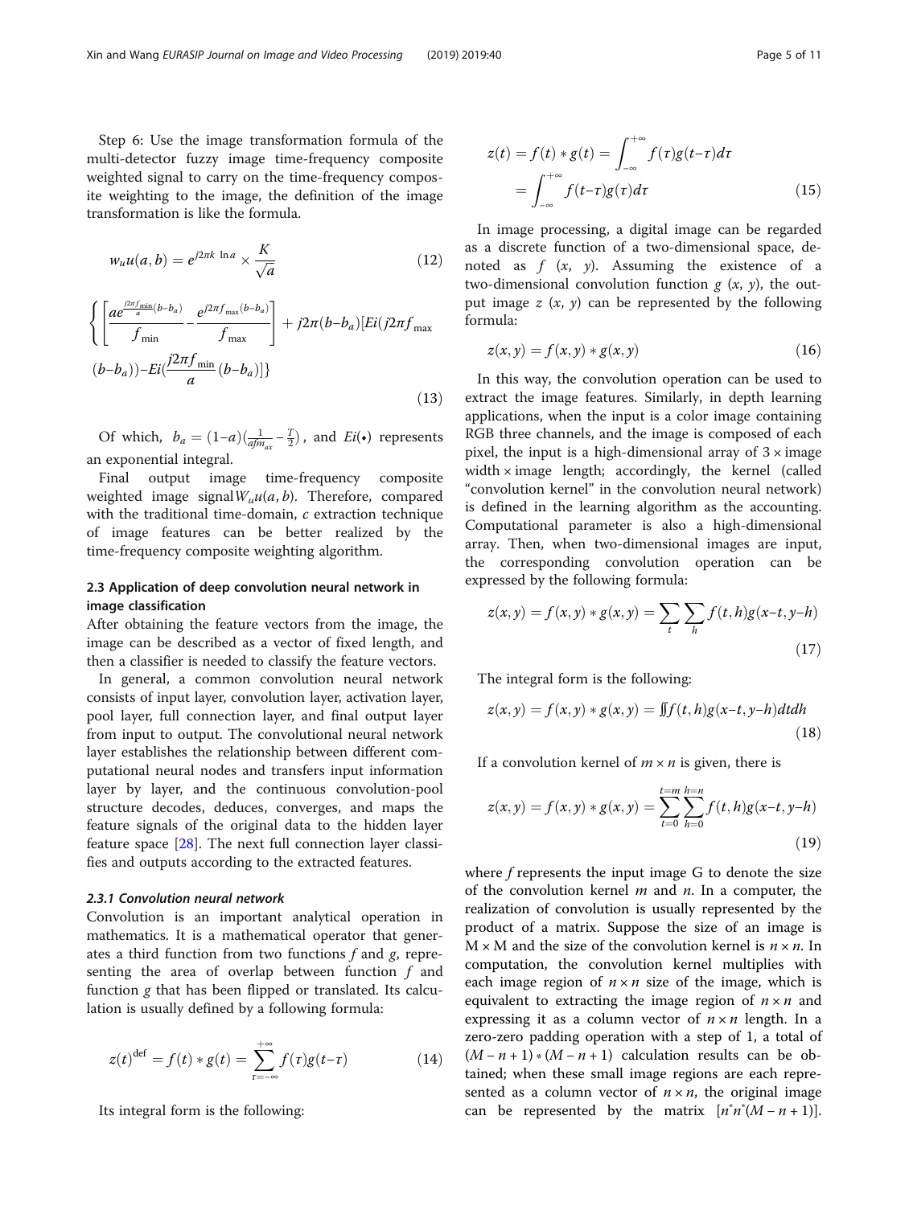Step 6: Use the image transformation formula of the multi-detector fuzzy image time-frequency composite weighted signal to carry on the time-frequency composite weighting to the image, the definition of the image transformation is like the formula.

$$w_u u(a,b) = e^{j2\pi k \ \ln a} \times \frac{K}{\sqrt{a}} \tag{12}$$

$$\left\{ \left[ \frac{a e^{\frac{j2\pi f_{\min}}{a}(b-b_a)}}{f_{\min}} - \frac{e^{j2\pi f_{\max}(b-b_a)}}{f_{\max}} \right] + j2\pi(b-b_a)[Ei(j2\pi f_{\max}(b-b_a)) - Ei(\frac{j2\pi f_{\min}}{a}(b-b_a)] \right\} \tag{13}$$

Of which, $b_a = (1-a)(\frac{1}{afm_{ax}} - \frac{T}{2})$, and $Ei(\bullet)$ represents an exponential integral.

Final output image time-frequency composite weighted image signal $W_u u(a,b)$. Therefore, compared with the traditional time-domain, $c$ extraction technique of image features can be better realized by the time-frequency composite weighting algorithm.

### 2.3 Application of deep convolution neural network in image classification

After obtaining the feature vectors from the image, the image can be described as a vector of fixed length, and then a classifier is needed to classify the feature vectors.

In general, a common convolution neural network consists of input layer, convolution layer, activation layer, pool layer, full connection layer, and final output layer from input to output. The convolutional neural network layer establishes the relationship between different computational neural nodes and transfers input information layer by layer, and the continuous convolution-pool structure decodes, deduces, converges, and maps the feature signals of the original data to the hidden layer feature space [28]. The next full connection layer classifies and outputs according to the extracted features.

#### 2.3.1 Convolution neural network

Convolution is an important analytical operation in mathematics. It is a mathematical operator that generates a third function from two functions $f$ and $g$, representing the area of overlap between function $f$ and function $g$ that has been flipped or translated. Its calculation is usually defined by a following formula:

$$z(t) \stackrel{\text{def}}{=} f(t) * g(t) = \sum_{\tau=-\infty}^{+\infty} f(\tau) g(t-\tau) \tag{14}$$

Its integral form is the following:

$$z(t) = f(t) * g(t) = \int_{-\infty}^{+\infty} f(\tau) g(t-\tau) d\tau = \int_{-\infty}^{+\infty} f(t-\tau) g(\tau) d\tau \tag{15}$$

In image processing, a digital image can be regarded as a discrete function of a two-dimensional space, denoted as $f(x, y)$. Assuming the existence of a two-dimensional convolution function $g(x, y)$, the output image $z(x, y)$ can be represented by the following formula:

$$z(x,y) = f(x,y) * g(x,y) \tag{16}$$

In this way, the convolution operation can be used to extract the image features. Similarly, in depth learning applications, when the input is a color image containing RGB three channels, and the image is composed of each pixel, the input is a high-dimensional array of 3 × image width × image length; accordingly, the kernel (called "convolution kernel" in the convolution neural network) is defined in the learning algorithm as the accounting. Computational parameter is also a high-dimensional array. Then, when two-dimensional images are input, the corresponding convolution operation can be expressed by the following formula:

$$z(x,y) = f(x,y) * g(x,y) = \sum_t \sum_h f(t,h) g(x-t, y-h) \tag{17}$$

The integral form is the following:

$$z(x,y) = f(x,y) * g(x,y) = \iint f(t,h) g(x-t, y-h) dt dh \tag{18}$$

If a convolution kernel of $m \times n$ is given, there is

$$z(x,y) = f(x,y) * g(x,y) = \sum_{t=0}^{t=m} \sum_{h=0}^{h=n} f(t,h) g(x-t, y-h) \tag{19}$$

where $f$ represents the input image G to denote the size of the convolution kernel $m$ and $n$. In a computer, the realization of convolution is usually represented by the product of a matrix. Suppose the size of an image is M × M and the size of the convolution kernel is $n \times n$. In computation, the convolution kernel multiplies with each image region of $n \times n$ size of the image, which is equivalent to extracting the image region of $n \times n$ and expressing it as a column vector of $n \times n$ length. In a zero-zero padding operation with a step of 1, a total of $(M - n + 1) * (M - n + 1)$ calculation results can be obtained; when these small image regions are each represented as a column vector of $n \times n$, the original image can be represented by the matrix $[n^* n^* (M - n + 1)]$.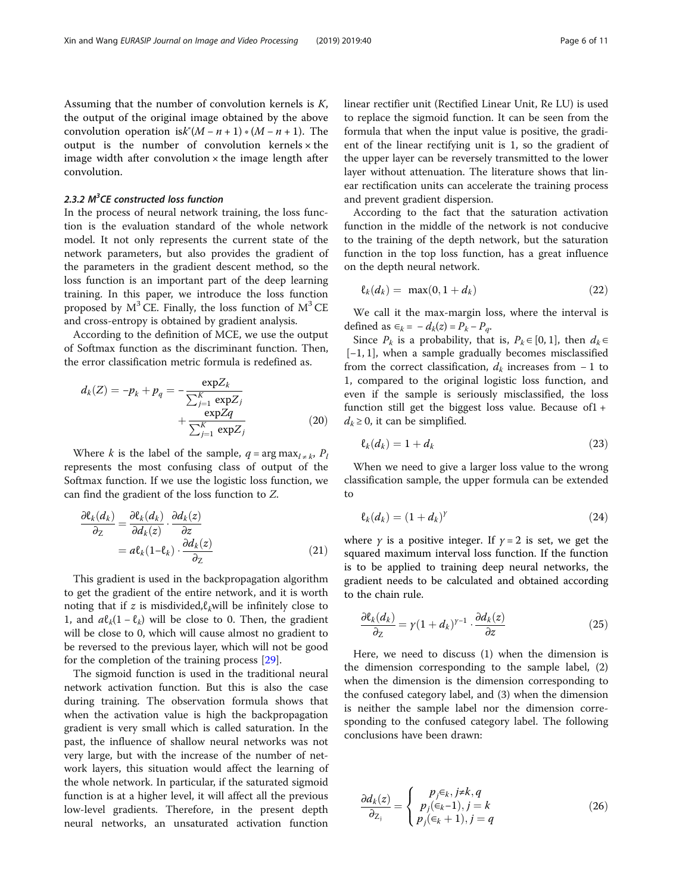Assuming that the number of convolution kernels is $K$, the output of the original image obtained by the above convolution operation is$k^{*}(M-n+1)*(M-n+1)$. The output is the number of convolution kernels × the image width after convolution × the image length after convolution.

### 2.3.2 $M^3$CE constructed loss function

In the process of neural network training, the loss function is the evaluation standard of the whole network model. It not only represents the current state of the network parameters, but also provides the gradient of the parameters in the gradient descent method, so the loss function is an important part of the deep learning training. In this paper, we introduce the loss function proposed by $M^3$ CE. Finally, the loss function of $M^3$ CE and cross-entropy is obtained by gradient analysis.

According to the definition of MCE, we use the output of Softmax function as the discriminant function. Then, the error classification metric formula is redefined as.

$$d_k(Z) = -p_k + p_q = -\frac{\exp Z_k}{\sum_{j=1}^{K} \exp Z_j} + \frac{\exp Zq}{\sum_{j=1}^{K} \exp Z_j} \tag{20}$$

Where $k$ is the label of the sample, $q = \arg\max_{l \neq k}$, $P_l$ represents the most confusing class of output of the Softmax function. If we use the logistic loss function, we can find the gradient of the loss function to $Z$.

$$\frac{\partial \ell_k(d_k)}{\partial_Z} = \frac{\partial \ell_k(d_k)}{\partial d_k(z)} \cdot \frac{\partial d_k(z)}{\partial z} = a\ell_k(1-\ell_k) \cdot \frac{\partial d_k(z)}{\partial_Z} \tag{21}$$

This gradient is used in the backpropagation algorithm to get the gradient of the entire network, and it is worth noting that if $z$ is misdivided,$\ell_k$will be infinitely close to 1, and $a\ell_k(1-\ell_k)$ will be close to 0. Then, the gradient will be close to 0, which will cause almost no gradient to be reversed to the previous layer, which will not be good for the completion of the training process [29].

The sigmoid function is used in the traditional neural network activation function. But this is also the case during training. The observation formula shows that when the activation value is high the backpropagation gradient is very small which is called saturation. In the past, the influence of shallow neural networks was not very large, but with the increase of the number of network layers, this situation would affect the learning of the whole network. In particular, if the saturated sigmoid function is at a higher level, it will affect all the previous low-level gradients. Therefore, in the present depth neural networks, an unsaturated activation function linear rectifier unit (Rectified Linear Unit, Re LU) is used to replace the sigmoid function. It can be seen from the formula that when the input value is positive, the gradient of the linear rectifying unit is 1, so the gradient of the upper layer can be reversely transmitted to the lower layer without attenuation. The literature shows that linear rectification units can accelerate the training process and prevent gradient dispersion.

According to the fact that the saturation activation function in the middle of the network is not conducive to the training of the depth network, but the saturation function in the top loss function, has a great influence on the depth neural network.

$$\ell_k(d_k) = \max(0, 1 + d_k) \tag{22}$$

We call it the max-margin loss, where the interval is defined as $\epsilon_k = -d_k(z) = P_k - P_q$.

Since $P_k$ is a probability, that is, $P_k \in [0, 1]$, then $d_k \in [-1, 1]$, when a sample gradually becomes misclassified from the correct classification, $d_k$ increases from $-1$ to 1, compared to the original logistic loss function, and even if the sample is seriously misclassified, the loss function still get the biggest loss value. Because of$1 + d_k \geq 0$, it can be simplified.

$$\ell_k(d_k) = 1 + d_k \tag{23}$$

When we need to give a larger loss value to the wrong classification sample, the upper formula can be extended to

$$\ell_k(d_k) = (1 + d_k)^{\gamma} \tag{24}$$

where $\gamma$ is a positive integer. If $\gamma = 2$ is set, we get the squared maximum interval loss function. If the function is to be applied to training deep neural networks, the gradient needs to be calculated and obtained according to the chain rule.

$$\frac{\partial \ell_k(d_k)}{\partial_Z} = \gamma(1 + d_k)^{\gamma-1} \cdot \frac{\partial d_k(z)}{\partial z} \tag{25}$$

Here, we need to discuss (1) when the dimension is the dimension corresponding to the sample label, (2) when the dimension is the dimension corresponding to the confused category label, and (3) when the dimension is neither the sample label nor the dimension corresponding to the confused category label. The following conclusions have been drawn:

$$\frac{\partial d_k(z)}{\partial_{Z_j}} = \begin{cases} p_j \epsilon_k, & j \neq k, q \\ p_j(\epsilon_k - 1), & j = k \\ p_j(\epsilon_k + 1), & j = q \end{cases} \tag{26}$$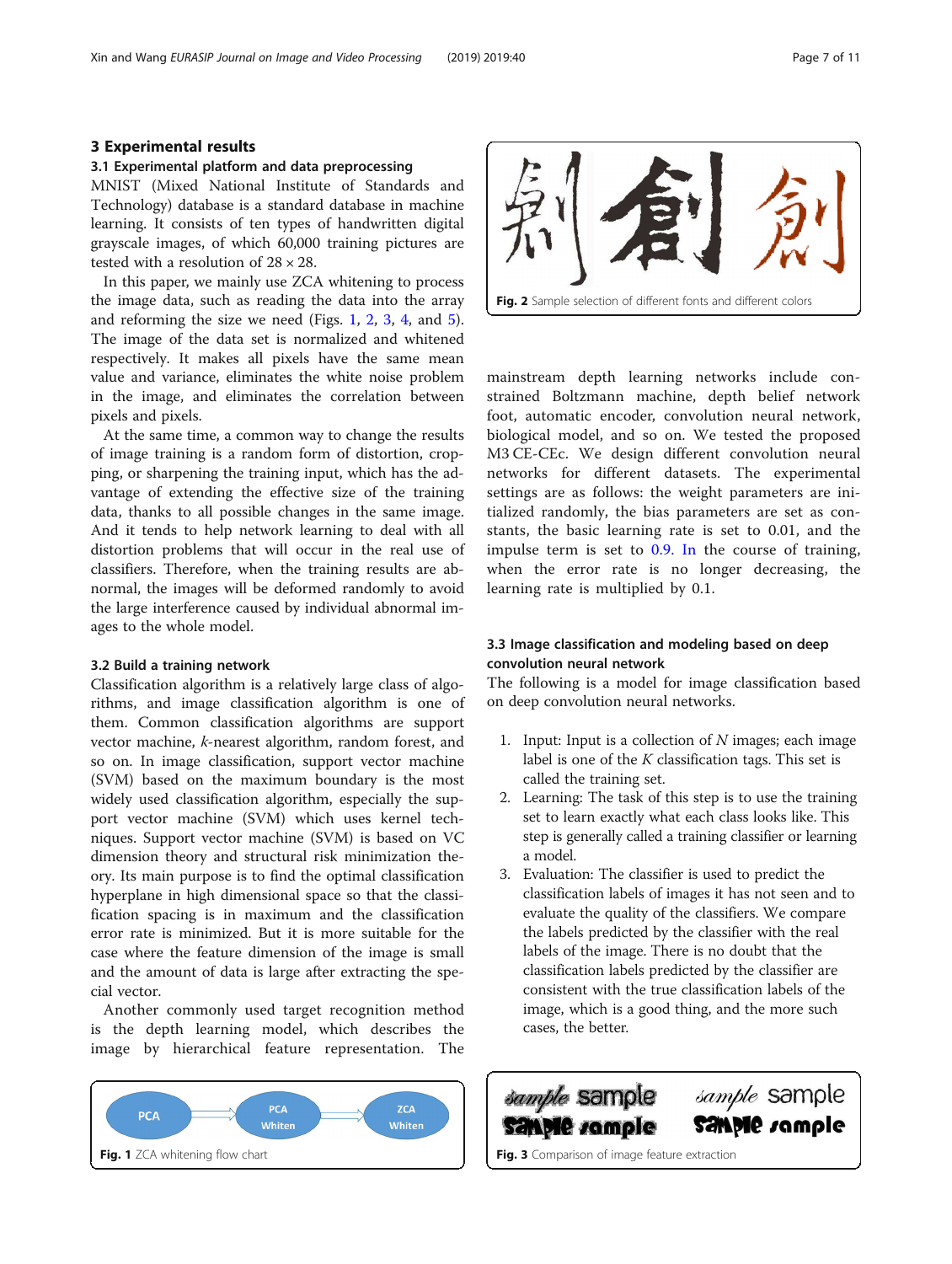## 3 Experimental results

### 3.1 Experimental platform and data preprocessing

MNIST (Mixed National Institute of Standards and Technology) database is a standard database in machine learning. It consists of ten types of handwritten digital grayscale images, of which 60,000 training pictures are tested with a resolution of $28 \times 28$.

In this paper, we mainly use ZCA whitening to process the image data, such as reading the data into the array and reforming the size we need (Figs. 1, 2, 3, 4, and 5). The image of the data set is normalized and whitened respectively. It makes all pixels have the same mean value and variance, eliminates the white noise problem in the image, and eliminates the correlation between pixels and pixels.

At the same time, a common way to change the results of image training is a random form of distortion, cropping, or sharpening the training input, which has the advantage of extending the effective size of the training data, thanks to all possible changes in the same image. And it tends to help network learning to deal with all distortion problems that will occur in the real use of classifiers. Therefore, when the training results are abnormal, the images will be deformed randomly to avoid the large interference caused by individual abnormal images to the whole model.

### 3.2 Build a training network

Classification algorithm is a relatively large class of algorithms, and image classification algorithm is one of them. Common classification algorithms are support vector machine, *k*-nearest algorithm, random forest, and so on. In image classification, support vector machine (SVM) based on the maximum boundary is the most widely used classification algorithm, especially the support vector machine (SVM) which uses kernel techniques. Support vector machine (SVM) is based on VC dimension theory and structural risk minimization theory. Its main purpose is to find the optimal classification hyperplane in high dimensional space so that the classification spacing is in maximum and the classification error rate is minimized. But it is more suitable for the case where the feature dimension of the image is small and the amount of data is large after extracting the special vector.

Another commonly used target recognition method is the depth learning model, which describes the image by hierarchical feature representation. The mainstream depth learning networks include constrained Boltzmann machine, depth belief network foot, automatic encoder, convolution neural network, biological model, and so on. We tested the proposed M3 CE-CEc. We design different convolution neural networks for different datasets. The experimental settings are as follows: the weight parameters are initialized randomly, the bias parameters are set as constants, the basic learning rate is set to 0.01, and the impulse term is set to 0.9. In the course of training, when the error rate is no longer decreasing, the learning rate is multiplied by 0.1.

Fig. 1 ZCA whitening flow chart

Fig. 2 Sample selection of different fonts and different colors

### 3.3 Image classification and modeling based on deep convolution neural network

The following is a model for image classification based on deep convolution neural networks.

1. Input: Input is a collection of $N$ images; each image label is one of the $K$ classification tags. This set is called the training set.
2. Learning: The task of this step is to use the training set to learn exactly what each class looks like. This step is generally called a training classifier or learning a model.
3. Evaluation: The classifier is used to predict the classification labels of images it has not seen and to evaluate the quality of the classifiers. We compare the labels predicted by the classifier with the real labels of the image. There is no doubt that the classification labels predicted by the classifier are consistent with the true classification labels of the image, which is a good thing, and the more such cases, the better.

Fig. 3 Comparison of image feature extraction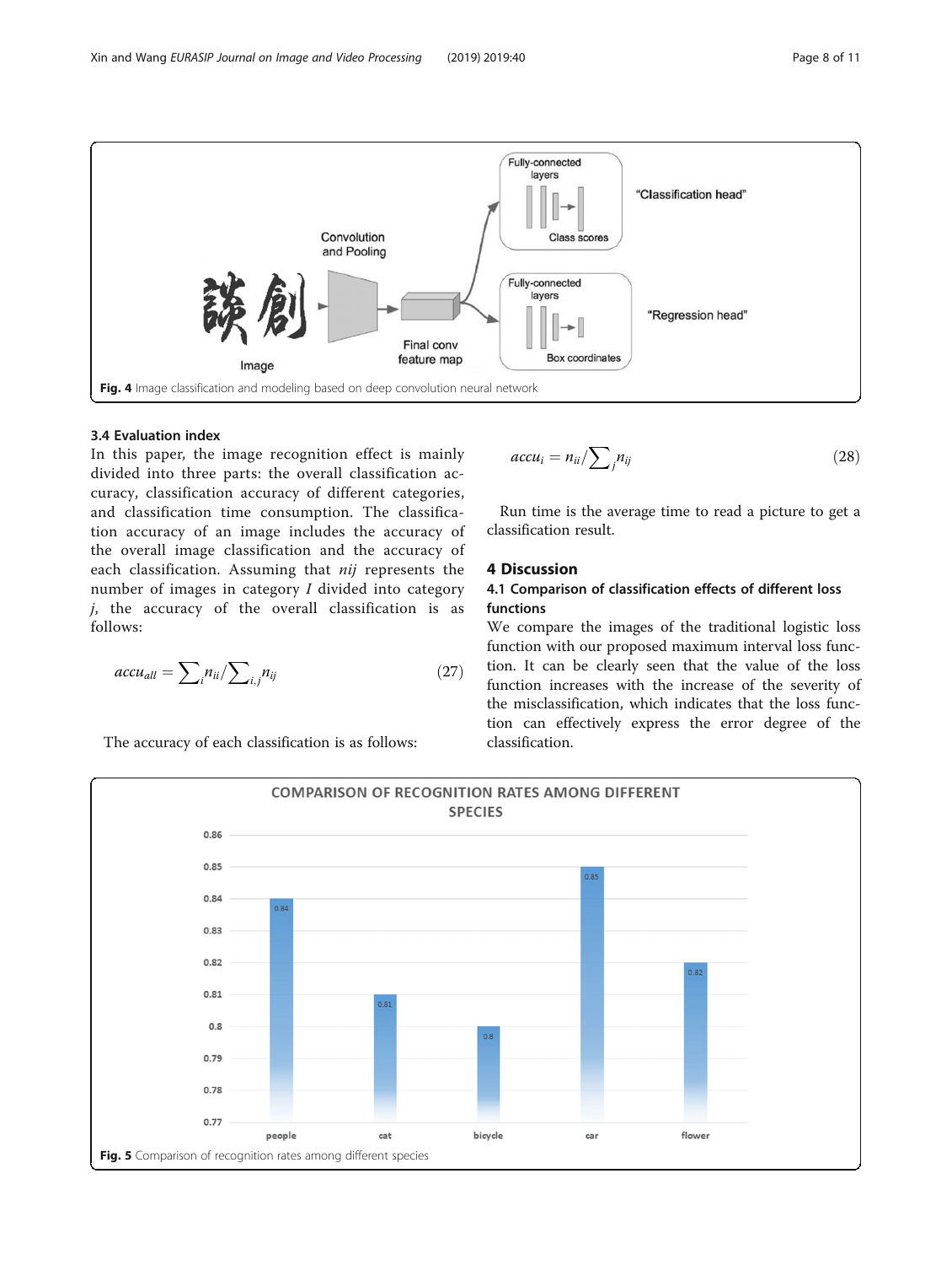Fig. 4 Image classification and modeling based on deep convolution neural network

### 3.4 Evaluation index

In this paper, the image recognition effect is mainly divided into three parts: the overall classification accuracy, classification accuracy of different categories, and classification time consumption. The classification accuracy of an image includes the accuracy of the overall image classification and the accuracy of each classification. Assuming that *nij* represents the number of images in category *I* divided into category *j*, the accuracy of the overall classification is as follows:

$$accu_{all} = \sum_i n_{ii} / \sum_{i,j} n_{ij} \tag{27}$$

The accuracy of each classification is as follows:

$$accu_i = n_{ii} / \sum_j n_{ij} \tag{28}$$

Run time is the average time to read a picture to get a classification result.

## 4 Discussion

### 4.1 Comparison of classification effects of different loss functions

We compare the images of the traditional logistic loss function with our proposed maximum interval loss function. It can be clearly seen that the value of the loss function increases with the increase of the severity of the misclassification, which indicates that the loss function can effectively express the error degree of the classification.

Fig. 5 Comparison of recognition rates among different species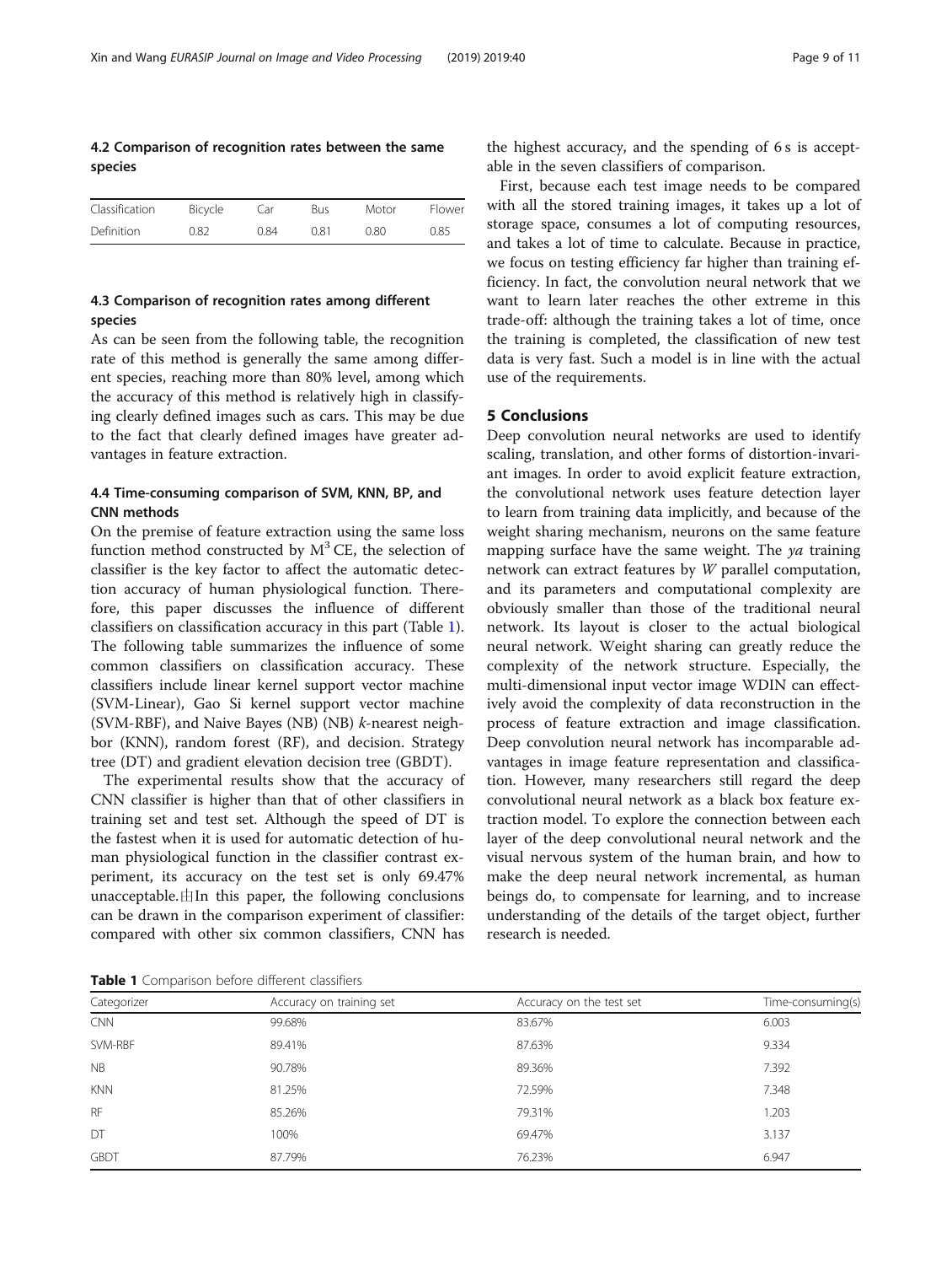### 4.2 Comparison of recognition rates between the same species

| Classification | Bicycle | Car | Bus | Motor | Flower |
|---|---|---|---|---|---|
| Definition | 0.82 | 0.84 | 0.81 | 0.80 | 0.85 |

### 4.3 Comparison of recognition rates among different species

As can be seen from the following table, the recognition rate of this method is generally the same among different species, reaching more than 80% level, among which the accuracy of this method is relatively high in classifying clearly defined images such as cars. This may be due to the fact that clearly defined images have greater advantages in feature extraction.

### 4.4 Time-consuming comparison of SVM, KNN, BP, and CNN methods

On the premise of feature extraction using the same loss function method constructed by $M^3$ CE, the selection of classifier is the key factor to affect the automatic detection accuracy of human physiological function. Therefore, this paper discusses the influence of different classifiers on classification accuracy in this part (Table 1). The following table summarizes the influence of some common classifiers on classification accuracy. These classifiers include linear kernel support vector machine (SVM-Linear), Gao Si kernel support vector machine (SVM-RBF), and Naive Bayes (NB) (NB) *k*-nearest neighbor (KNN), random forest (RF), and decision. Strategy tree (DT) and gradient elevation decision tree (GBDT).

The experimental results show that the accuracy of CNN classifier is higher than that of other classifiers in training set and test set. Although the speed of DT is the fastest when it is used for automatic detection of human physiological function in the classifier contrast experiment, its accuracy on the test set is only 69.47% unacceptable.由In this paper, the following conclusions can be drawn in the comparison experiment of classifier: compared with other six common classifiers, CNN has the highest accuracy, and the spending of 6 s is acceptable in the seven classifiers of comparison.

First, because each test image needs to be compared with all the stored training images, it takes up a lot of storage space, consumes a lot of computing resources, and takes a lot of time to calculate. Because in practice, we focus on testing efficiency far higher than training efficiency. In fact, the convolution neural network that we want to learn later reaches the other extreme in this trade-off: although the training takes a lot of time, once the training is completed, the classification of new test data is very fast. Such a model is in line with the actual use of the requirements.

## 5 Conclusions

Deep convolution neural networks are used to identify scaling, translation, and other forms of distortion-invariant images. In order to avoid explicit feature extraction, the convolutional network uses feature detection layer to learn from training data implicitly, and because of the weight sharing mechanism, neurons on the same feature mapping surface have the same weight. The *ya* training network can extract features by *W* parallel computation, and its parameters and computational complexity are obviously smaller than those of the traditional neural network. Its layout is closer to the actual biological neural network. Weight sharing can greatly reduce the complexity of the network structure. Especially, the multi-dimensional input vector image WDIN can effectively avoid the complexity of data reconstruction in the process of feature extraction and image classification. Deep convolution neural network has incomparable advantages in image feature representation and classification. However, many researchers still regard the deep convolutional neural network as a black box feature extraction model. To explore the connection between each layer of the deep convolutional neural network and the visual nervous system of the human brain, and how to make the deep neural network incremental, as human beings do, to compensate for learning, and to increase understanding of the details of the target object, further research is needed.

**Table 1** Comparison before different classifiers

| Categorizer | Accuracy on training set | Accuracy on the test set | Time-consuming(s) |
|---|---|---|---|
| CNN | 99.68% | 83.67% | 6.003 |
| SVM-RBF | 89.41% | 87.63% | 9.334 |
| NB | 90.78% | 89.36% | 7.392 |
| KNN | 81.25% | 72.59% | 7.348 |
| RF | 85.26% | 79.31% | 1.203 |
| DT | 100% | 69.47% | 3.137 |
| GBDT | 87.79% | 76.23% | 6.947 |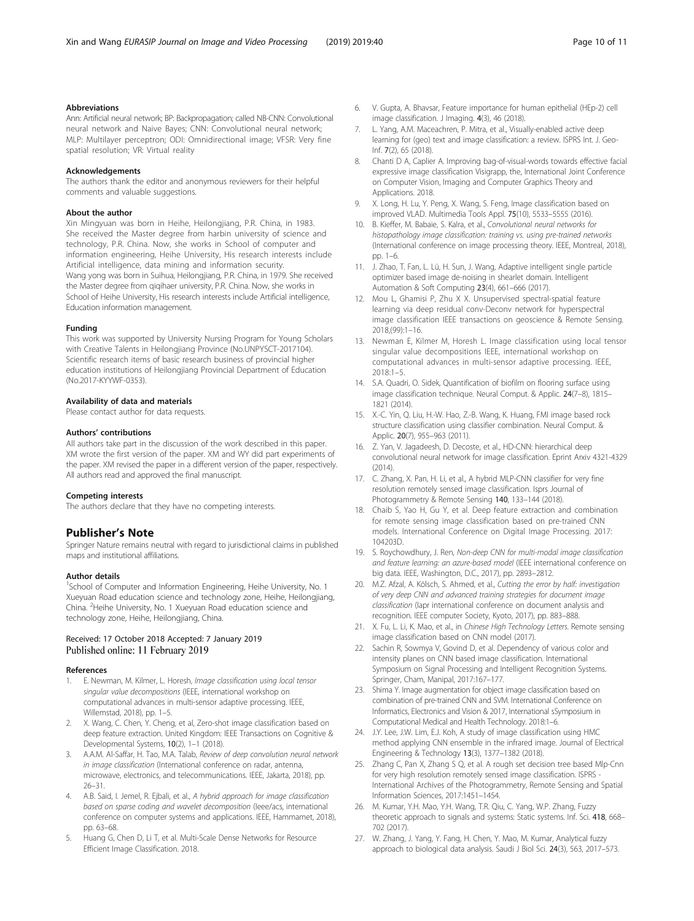### Abbreviations

Ann: Artificial neural network; BP: Backpropagation; called NB-CNN: Convolutional neural network and Naive Bayes; CNN: Convolutional neural network; MLP: Multilayer perceptron; ODI: Omnidirectional image; VFSR: Very fine spatial resolution; VR: Virtual reality

### Acknowledgements

The authors thank the editor and anonymous reviewers for their helpful comments and valuable suggestions.

### About the author

Xin Mingyuan was born in Heihe, Heilongjiang, P.R. China, in 1983. She received the Master degree from harbin university of science and technology, P.R. China. Now, she works in School of computer and information engineering, Heihe University, His research interests include Artificial intelligence, data mining and information security.

Wang yong was born in Suihua, Heilongjiang, P.R. China, in 1979. She received the Master degree from qiqihaer university, P.R. China. Now, she works in School of Heihe University, His research interests include Artificial intelligence, Education information management.

### Funding

This work was supported by University Nursing Program for Young Scholars with Creative Talents in Heilongjiang Province (No.UNPYSCT-2017104). Scientific research items of basic research business of provincial higher education institutions of Heilongjiang Provincial Department of Education (No.2017-KYYWF-0353).

### Availability of data and materials

Please contact author for data requests.

### Authors' contributions

All authors take part in the discussion of the work described in this paper. XM wrote the first version of the paper. XM and WY did part experiments of the paper. XM revised the paper in a different version of the paper, respectively. All authors read and approved the final manuscript.

### Competing interests

The authors declare that they have no competing interests.

## Publisher's Note

Springer Nature remains neutral with regard to jurisdictional claims in published maps and institutional affiliations.

### Author details

[1]School of Computer and Information Engineering, Heihe University, No. 1 Xueyuan Road education science and technology zone, Heihe, Heilongjiang, China. [2]Heihe University, No. 1 Xueyuan Road education science and technology zone, Heihe, Heilongjiang, China.

Received: 17 October 2018 Accepted: 7 January 2019
Published online: 11 February 2019

### References

1. E. Newman, M. Kilmer, L. Horesh, *Image classification using local tensor singular value decompositions* (IEEE, international workshop on computational advances in multi-sensor adaptive processing. IEEE, Willemstad, 2018), pp. 1–5.
2. X. Wang, C. Chen, Y. Cheng, et al, Zero-shot image classification based on deep feature extraction. United Kingdom: IEEE Transactions on Cognitive & Developmental Systems, **10**(2), 1–1 (2018).
3. A.A.M. Al-Saffar, H. Tao, M.A. Talab, *Review of deep convolution neural network in image classification* (International conference on radar, antenna, microwave, electronics, and telecommunications. IEEE, Jakarta, 2018), pp. 26–31.
4. A.B. Said, I. Jemel, R. Ejbali, et al., *A hybrid approach for image classification based on sparse coding and wavelet decomposition* (Ieee/acs, international conference on computer systems and applications. IEEE, Hammamet, 2018), pp. 63–68.
5. Huang G, Chen D, Li T, et al. Multi-Scale Dense Networks for Resource Efficient Image Classification. 2018.
6. V. Gupta, A. Bhavsar, Feature importance for human epithelial (HEp-2) cell image classification. J Imaging. **4**(3), 46 (2018).
7. L. Yang, A.M. Maceachren, P. Mitra, et al., Visually-enabled active deep learning for (geo) text and image classification: a review. ISPRS Int. J. Geo-Inf. **7**(2), 65 (2018).
8. Chanti D A, Caplier A. Improving bag-of-visual-words towards effective facial expressive image classification Visigrapp, the, International Joint Conference on Computer Vision, Imaging and Computer Graphics Theory and Applications. 2018.
9. X. Long, H. Lu, Y. Peng, X. Wang, S. Feng, Image classification based on improved VLAD. Multimedia Tools Appl. **75**(10), 5533–5555 (2016).
10. B. Kieffer, M. Babaie, S. Kalra, et al., *Convolutional neural networks for histopathology image classification: training vs. using pre-trained networks* (International conference on image processing theory. IEEE, Montreal, 2018), pp. 1–6.
11. J. Zhao, T. Fan, L. Lü, H. Sun, J. Wang, Adaptive intelligent single particle optimizer based image de-noising in shearlet domain. Intelligent Automation & Soft Computing **23**(4), 661–666 (2017).
12. Mou L, Ghamisi P, Zhu X X. Unsupervised spectral-spatial feature learning via deep residual conv-Deconv network for hyperspectral image classification IEEE transactions on geoscience & Remote Sensing. 2018,(99):1–16.
13. Newman E, Kilmer M, Horesh L. Image classification using local tensor singular value decompositions IEEE, international workshop on computational advances in multi-sensor adaptive processing. IEEE, 2018:1–5.
14. S.A. Quadri, O. Sidek, Quantification of biofilm on flooring surface using image classification technique. Neural Comput. & Applic. **24**(7–8), 1815–1821 (2014).
15. X.-C. Yin, Q. Liu, H.-W. Hao, Z.-B. Wang, K. Huang, FMI image based rock structure classification using classifier combination. Neural Comput. & Applic. **20**(7), 955–963 (2011).
16. Z. Yan, V. Jagadeesh, D. Decoste, et al., HD-CNN: hierarchical deep convolutional neural network for image classification. Eprint Arxiv 4321-4329 (2014).
17. C. Zhang, X. Pan, H. Li, et al., A hybrid MLP-CNN classifier for very fine resolution remotely sensed image classification. Isprs Journal of Photogrammetry & Remote Sensing **140**, 133–144 (2018).
18. Chaib S, Yao H, Gu Y, et al. Deep feature extraction and combination for remote sensing image classification based on pre-trained CNN models. International Conference on Digital Image Processing. 2017: 104203D.
19. S. Roychowdhury, J. Ren, *Non-deep CNN for multi-modal image classification and feature learning: an azure-based model* (IEEE international conference on big data. IEEE, Washington, D.C., 2017), pp. 2893–2812.
20. M.Z. Afzal, A. Kölsch, S. Ahmed, et al., *Cutting the error by half: investigation of very deep CNN and advanced training strategies for document image classification* (Iapr international conference on document analysis and recognition. IEEE computer Society, Kyoto, 2017), pp. 883–888.
21. X. Fu, L. Li, K. Mao, et al., in *Chinese High Technology Letters*. Remote sensing image classification based on CNN model (2017).
22. Sachin R, Sowmya V, Govind D, et al. Dependency of various color and intensity planes on CNN based image classification. International Symposium on Signal Processing and Intelligent Recognition Systems. Springer, Cham, Manipal, 2017:167–177.
23. Shima Y. Image augmentation for object image classification based on combination of pre-trained CNN and SVM. International Conference on Informatics, Electronics and Vision & 2017, International sSymposium in Computational Medical and Health Technology. 2018:1–6.
24. J.Y. Lee, J.W. Lim, E.J. Koh, A study of image classification using HMC method applying CNN ensemble in the infrared image. Journal of Electrical Engineering & Technology **13**(3), 1377–1382 (2018).
25. Zhang C, Pan X, Zhang S Q, et al. A rough set decision tree based Mlp-Cnn for very high resolution remotely sensed image classification. ISPRS - International Archives of the Photogrammetry, Remote Sensing and Spatial Information Sciences, 2017:1451–1454.
26. M. Kumar, Y.H. Mao, Y.H. Wang, T.R. Qiu, C. Yang, W.P. Zhang, Fuzzy theoretic approach to signals and systems: Static systems. Inf. Sci. **418**, 668–702 (2017).
27. W. Zhang, J. Yang, Y. Fang, H. Chen, Y. Mao, M. Kumar, Analytical fuzzy approach to biological data analysis. Saudi J Biol Sci. **24**(3), 563, 2017–573.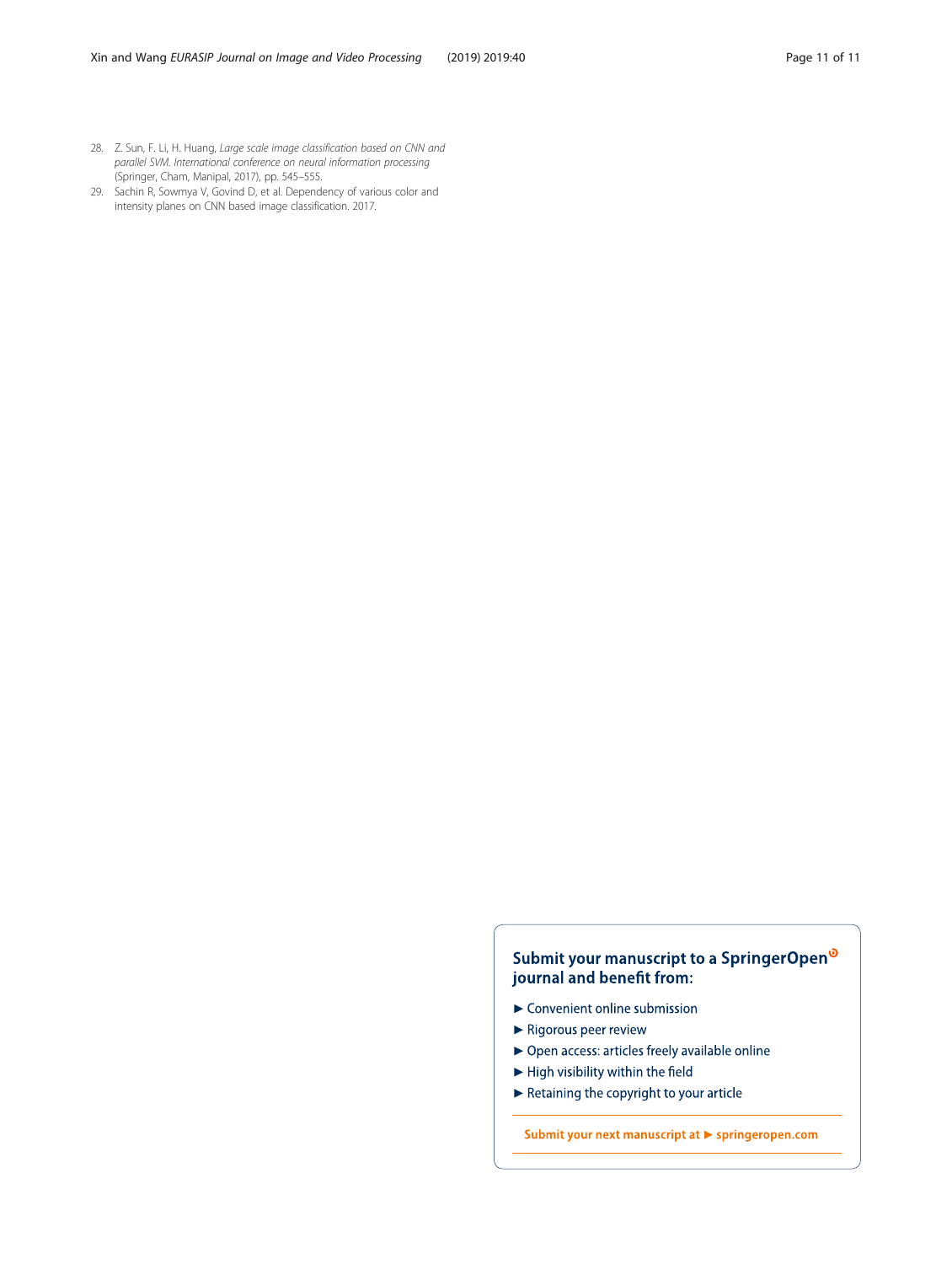28. Z. Sun, F. Li, H. Huang, *Large scale image classification based on CNN and parallel SVM. International conference on neural information processing* (Springer, Cham, Manipal, 2017), pp. 545–555.
29. Sachin R, Sowmya V, Govind D, et al. Dependency of various color and intensity planes on CNN based image classification. 2017.

**Submit your manuscript to a SpringerOpen journal and benefit from:**

- ► Convenient online submission
- ► Rigorous peer review
- ► Open access: articles freely available online
- ► High visibility within the field
- ► Retaining the copyright to your article

**Submit your next manuscript at ► springeropen.com**